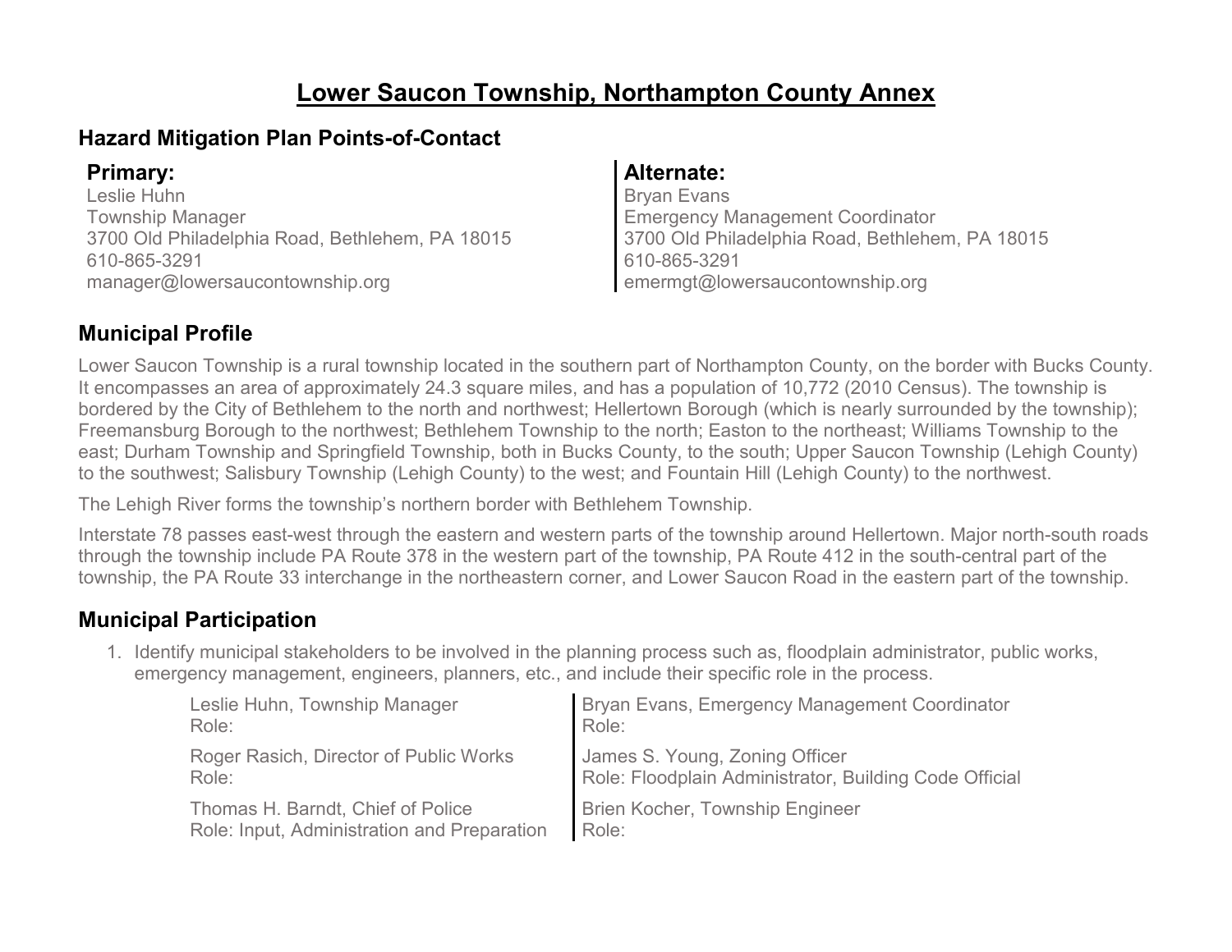# Lower Saucon Township, Northampton County Annex

## Hazard Mitigation Plan Points-of-Contact

**Primary:**
Leslie Huhn
Township Manager
3700 Old Philadelphia Road, Bethlehem, PA 18015
610-865-3291
manager@lowersaucontownship.org

**Alternate:**
Bryan Evans
Emergency Management Coordinator
3700 Old Philadelphia Road, Bethlehem, PA 18015
610-865-3291
emermgt@lowersaucontownship.org

## Municipal Profile

Lower Saucon Township is a rural township located in the southern part of Northampton County, on the border with Bucks County. It encompasses an area of approximately 24.3 square miles, and has a population of 10,772 (2010 Census). The township is bordered by the City of Bethlehem to the north and northwest; Hellertown Borough (which is nearly surrounded by the township); Freemansburg Borough to the northwest; Bethlehem Township to the north; Easton to the northeast; Williams Township to the east; Durham Township and Springfield Township, both in Bucks County, to the south; Upper Saucon Township (Lehigh County) to the southwest; Salisbury Township (Lehigh County) to the west; and Fountain Hill (Lehigh County) to the northwest.

The Lehigh River forms the township's northern border with Bethlehem Township.

Interstate 78 passes east-west through the eastern and western parts of the township around Hellertown. Major north-south roads through the township include PA Route 378 in the western part of the township, PA Route 412 in the south-central part of the township, the PA Route 33 interchange in the northeastern corner, and Lower Saucon Road in the eastern part of the township.

## Municipal Participation

1. Identify municipal stakeholders to be involved in the planning process such as, floodplain administrator, public works, emergency management, engineers, planners, etc., and include their specific role in the process.

Leslie Huhn, Township Manager
Role:

Bryan Evans, Emergency Management Coordinator
Role:

Roger Rasich, Director of Public Works
Role:

James S. Young, Zoning Officer
Role: Floodplain Administrator, Building Code Official

Thomas H. Barndt, Chief of Police
Role: Input, Administration and Preparation

Brien Kocher, Township Engineer
Role: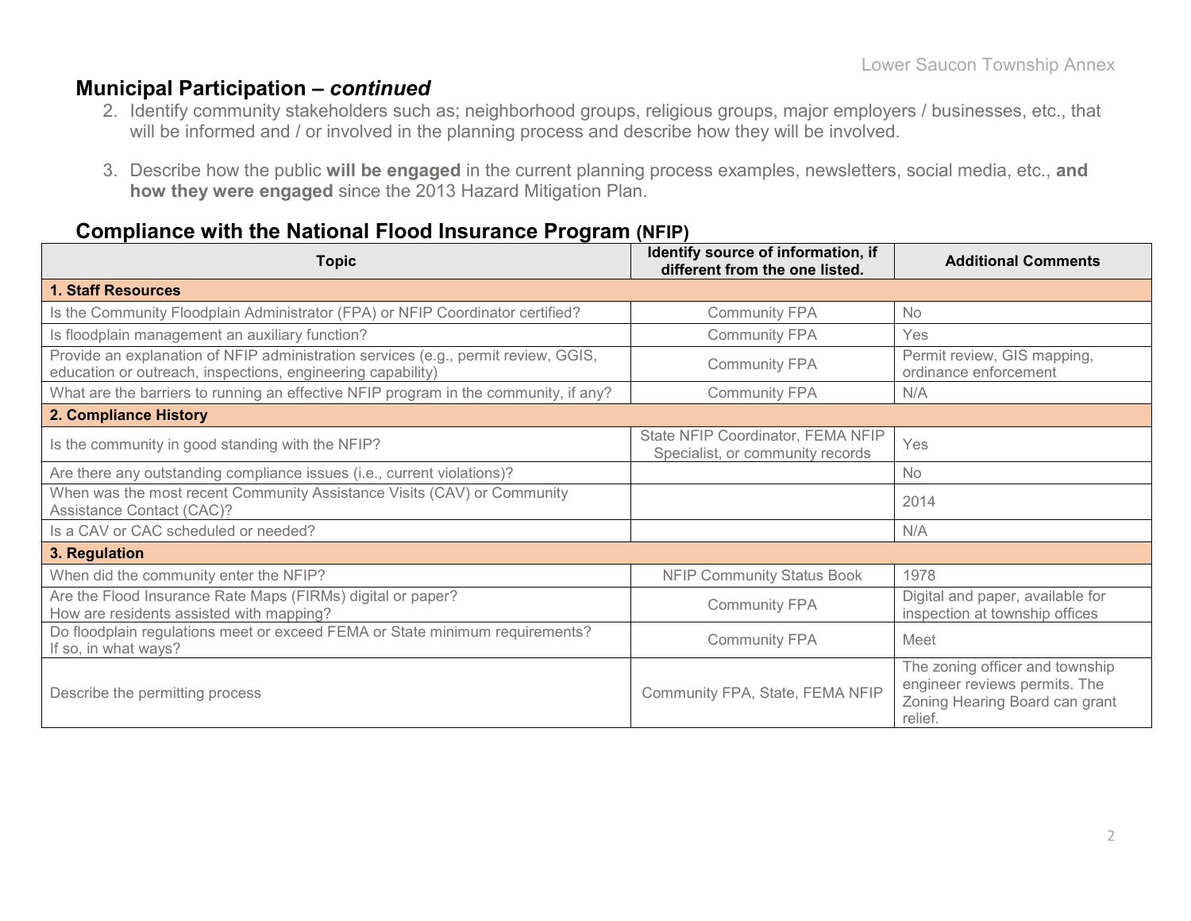## Municipal Participation – *continued*

2. Identify community stakeholders such as; neighborhood groups, religious groups, major employers / businesses, etc., that will be informed and / or involved in the planning process and describe how they will be involved.

3. Describe how the public **will be engaged** in the current planning process examples, newsletters, social media, etc., **and how they were engaged** since the 2013 Hazard Mitigation Plan.

## Compliance with the National Flood Insurance Program (NFIP)

| Topic | Identify source of information, if different from the one listed. | Additional Comments |
|---|---|---|
| **1. Staff Resources** | | |
| Is the Community Floodplain Administrator (FPA) or NFIP Coordinator certified? | Community FPA | No |
| Is floodplain management an auxiliary function? | Community FPA | Yes |
| Provide an explanation of NFIP administration services (e.g., permit review, GGIS, education or outreach, inspections, engineering capability) | Community FPA | Permit review, GIS mapping, ordinance enforcement |
| What are the barriers to running an effective NFIP program in the community, if any? | Community FPA | N/A |
| **2. Compliance History** | | |
| Is the community in good standing with the NFIP? | State NFIP Coordinator, FEMA NFIP Specialist, or community records | Yes |
| Are there any outstanding compliance issues (i.e., current violations)? | | No |
| When was the most recent Community Assistance Visits (CAV) or Community Assistance Contact (CAC)? | | 2014 |
| Is a CAV or CAC scheduled or needed? | | N/A |
| **3. Regulation** | | |
| When did the community enter the NFIP? | NFIP Community Status Book | 1978 |
| Are the Flood Insurance Rate Maps (FIRMs) digital or paper? How are residents assisted with mapping? | Community FPA | Digital and paper, available for inspection at township offices |
| Do floodplain regulations meet or exceed FEMA or State minimum requirements? If so, in what ways? | Community FPA | Meet |
| Describe the permitting process | Community FPA, State, FEMA NFIP | The zoning officer and township engineer reviews permits. The Zoning Hearing Board can grant relief. |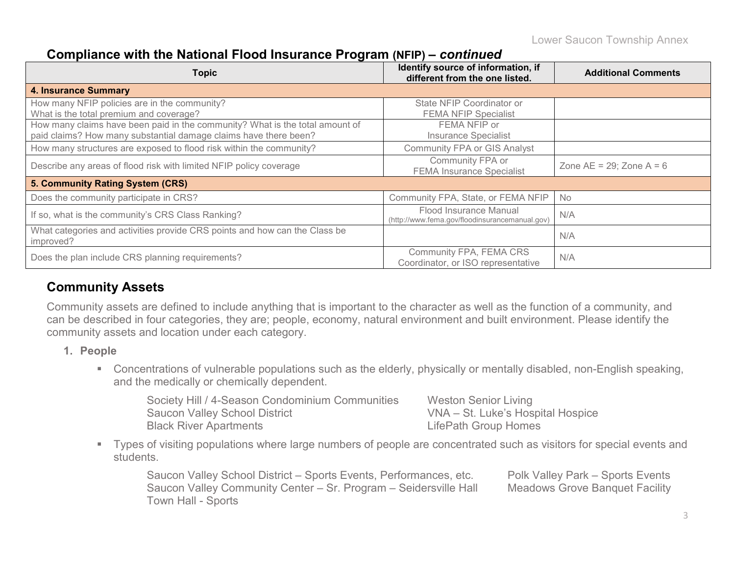## Compliance with the National Flood Insurance Program (NFIP) – *continued*

| Topic | Identify source of information, if different from the one listed. | Additional Comments |
|---|---|---|
| **4. Insurance Summary** | | |
| How many NFIP policies are in the community? What is the total premium and coverage? | State NFIP Coordinator or FEMA NFIP Specialist | |
| How many claims have been paid in the community? What is the total amount of paid claims? How many substantial damage claims have there been? | FEMA NFIP or Insurance Specialist | |
| How many structures are exposed to flood risk within the community? | Community FPA or GIS Analyst | |
| Describe any areas of flood risk with limited NFIP policy coverage | Community FPA or FEMA Insurance Specialist | Zone AE = 29; Zone A = 6 |
| **5. Community Rating System (CRS)** | | |
| Does the community participate in CRS? | Community FPA, State, or FEMA NFIP | No |
| If so, what is the community's CRS Class Ranking? | Flood Insurance Manual (http://www.fema.gov/floodinsurancemanual.gov) | N/A |
| What categories and activities provide CRS points and how can the Class be improved? | | N/A |
| Does the plan include CRS planning requirements? | Community FPA, FEMA CRS Coordinator, or ISO representative | N/A |

## Community Assets

Community assets are defined to include anything that is important to the character as well as the function of a community, and can be described in four categories, they are; people, economy, natural environment and built environment. Please identify the community assets and location under each category.

1. **People**

   - Concentrations of vulnerable populations such as the elderly, physically or mentally disabled, non-English speaking, and the medically or chemically dependent.

     Society Hill / 4-Season Condominium Communities
     Saucon Valley School District
     Black River Apartments
     Weston Senior Living
     VNA – St. Luke's Hospital Hospice
     LifePath Group Homes

   - Types of visiting populations where large numbers of people are concentrated such as visitors for special events and students.

     Saucon Valley School District – Sports Events, Performances, etc.
     Saucon Valley Community Center – Sr. Program – Seidersville Hall
     Town Hall - Sports
     Polk Valley Park – Sports Events
     Meadows Grove Banquet Facility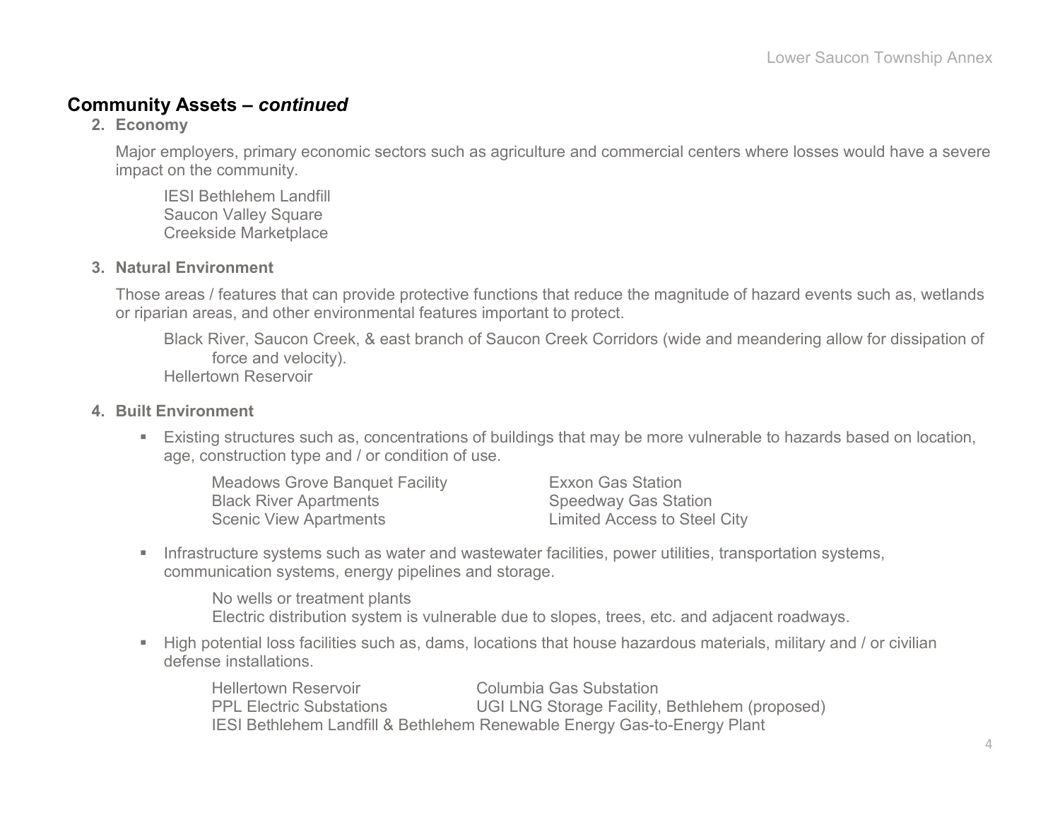## Community Assets – *continued*

**2. Economy**

Major employers, primary economic sectors such as agriculture and commercial centers where losses would have a severe impact on the community.

IESI Bethlehem Landfill
Saucon Valley Square
Creekside Marketplace

**3. Natural Environment**

Those areas / features that can provide protective functions that reduce the magnitude of hazard events such as, wetlands or riparian areas, and other environmental features important to protect.

Black River, Saucon Creek, & east branch of Saucon Creek Corridors (wide and meandering allow for dissipation of force and velocity).
Hellertown Reservoir

**4. Built Environment**

- Existing structures such as, concentrations of buildings that may be more vulnerable to hazards based on location, age, construction type and / or condition of use.

  Meadows Grove Banquet Facility
  Black River Apartments
  Scenic View Apartments
  Exxon Gas Station
  Speedway Gas Station
  Limited Access to Steel City

- Infrastructure systems such as water and wastewater facilities, power utilities, transportation systems, communication systems, energy pipelines and storage.

  No wells or treatment plants
  Electric distribution system is vulnerable due to slopes, trees, etc. and adjacent roadways.

- High potential loss facilities such as, dams, locations that house hazardous materials, military and / or civilian defense installations.

  Hellertown Reservoir
  PPL Electric Substations
  Columbia Gas Substation
  UGI LNG Storage Facility, Bethlehem (proposed)
  IESI Bethlehem Landfill & Bethlehem Renewable Energy Gas-to-Energy Plant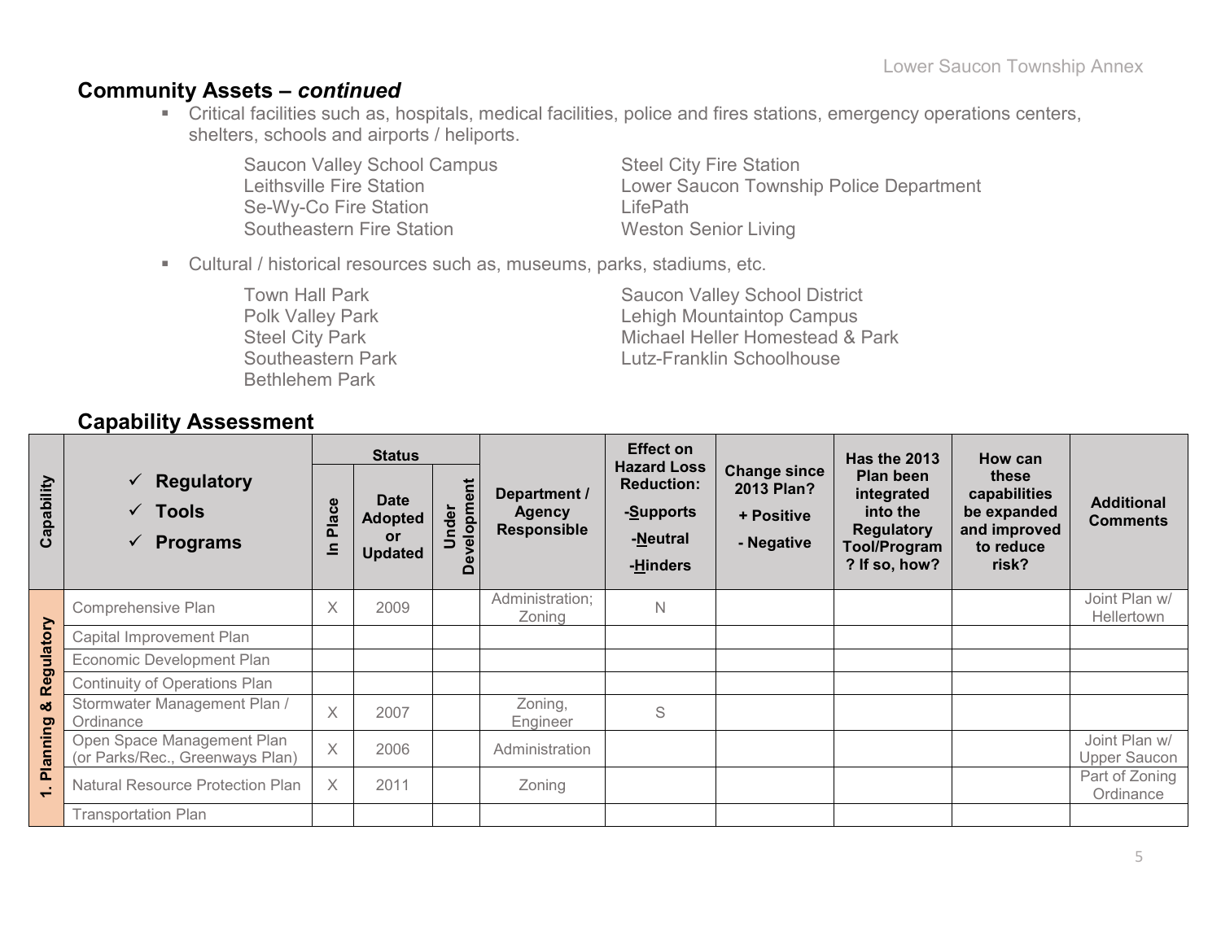## Community Assets – *continued*

- Critical facilities such as, hospitals, medical facilities, police and fires stations, emergency operations centers, shelters, schools and airports / heliports.

  Saucon Valley School Campus
  Leithsville Fire Station
  Se-Wy-Co Fire Station
  Southeastern Fire Station
  Steel City Fire Station
  Lower Saucon Township Police Department
  LifePath
  Weston Senior Living

- Cultural / historical resources such as, museums, parks, stadiums, etc.

  Town Hall Park
  Polk Valley Park
  Steel City Park
  Southeastern Park
  Bethlehem Park
  Saucon Valley School District
  Lehigh Mountaintop Campus
  Michael Heller Homestead & Park
  Lutz-Franklin Schoolhouse

## Capability Assessment

| Capability | ✓ Regulatory ✓ Tools ✓ Programs | Status | | | Department / Agency Responsible | Effect on Hazard Loss Reduction: -Supports -Neutral -Hinders | Change since 2013 Plan? + Positive - Negative | Has the 2013 Plan been integrated into the Regulatory Tool/Program? If so, how? | How can these capabilities be expanded and improved to reduce risk? | Additional Comments |
|---|---|---|---|---|---|---|---|---|---|---|
| | | In Place | Date Adopted or Updated | Under Development | | | | | | |
| 1. Planning & Regulatory | Comprehensive Plan | X | 2009 | | Administration; Zoning | N | | | | Joint Plan w/ Hellertown |
| | Capital Improvement Plan | | | | | | | | | |
| | Economic Development Plan | | | | | | | | | |
| | Continuity of Operations Plan | | | | | | | | | |
| | Stormwater Management Plan / Ordinance | X | 2007 | | Zoning, Engineer | S | | | | |
| | Open Space Management Plan (or Parks/Rec., Greenways Plan) | X | 2006 | | Administration | | | | | Joint Plan w/ Upper Saucon |
| | Natural Resource Protection Plan | X | 2011 | | Zoning | | | | | Part of Zoning Ordinance |
| | Transportation Plan | | | | | | | | | |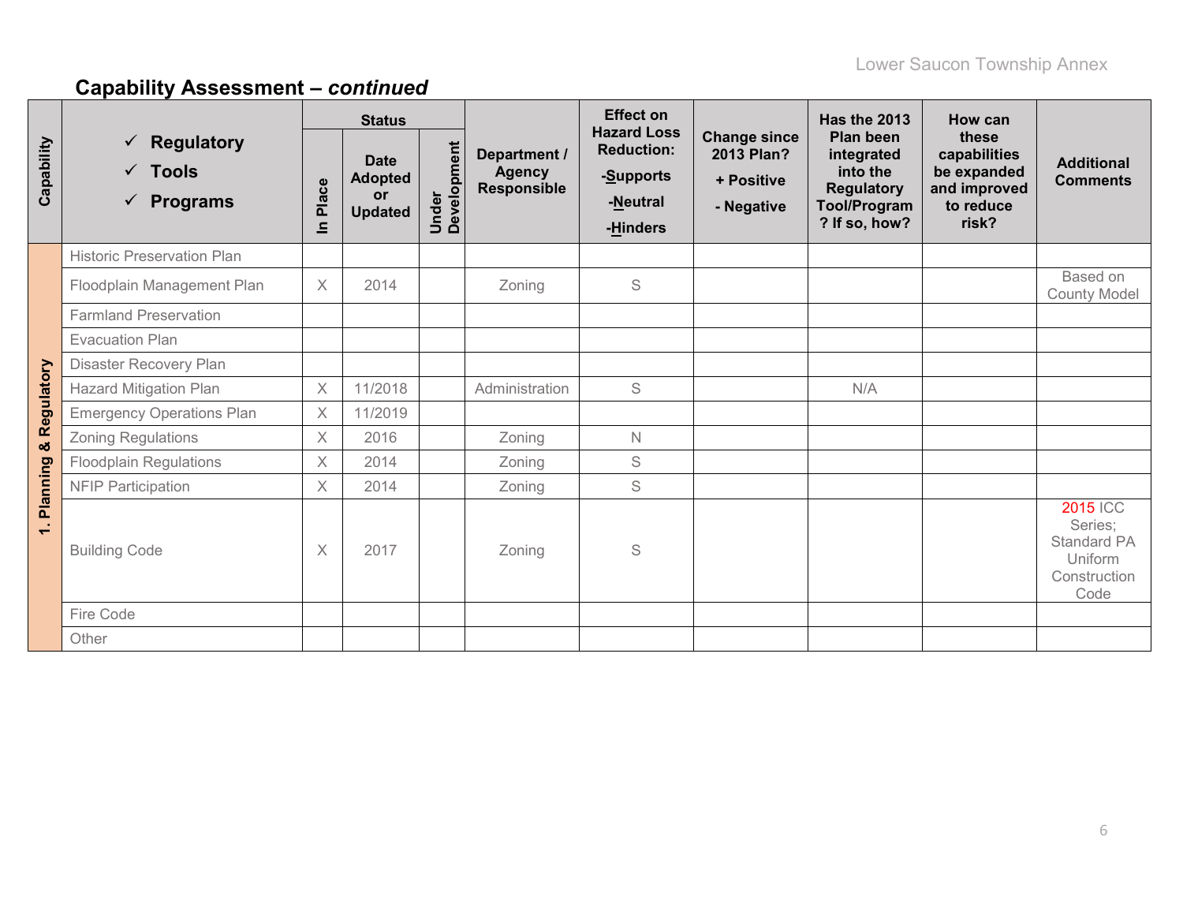## Capability Assessment – *continued*

| Capability | ✓ Regulatory ✓ Tools ✓ Programs | Status | | | Department / Agency Responsible | Effect on Hazard Loss Reduction: -Supports -Neutral -Hinders | Change since 2013 Plan? + Positive - Negative | Has the 2013 Plan been integrated into the Regulatory Tool/Program? If so, how? | How can these capabilities be expanded and improved to reduce risk? | Additional Comments |
|---|---|---|---|---|---|---|---|---|---|---|
| | | In Place | Date Adopted or Updated | Under Development | | | | | | |
| 1. Planning & Regulatory | Historic Preservation Plan | | | | | | | | | |
| | Floodplain Management Plan | X | 2014 | | Zoning | S | | | | Based on County Model |
| | Farmland Preservation | | | | | | | | | |
| | Evacuation Plan | | | | | | | | | |
| | Disaster Recovery Plan | | | | | | | | | |
| | Hazard Mitigation Plan | X | 11/2018 | | Administration | S | | N/A | | |
| | Emergency Operations Plan | X | 11/2019 | | | | | | | |
| | Zoning Regulations | X | 2016 | | Zoning | N | | | | |
| | Floodplain Regulations | X | 2014 | | Zoning | S | | | | |
| | NFIP Participation | X | 2014 | | Zoning | S | | | | |
| | Building Code | X | 2017 | | Zoning | S | | | | 2015 ICC Series; Standard PA Uniform Construction Code |
| | Fire Code | | | | | | | | | |
| | Other | | | | | | | | | |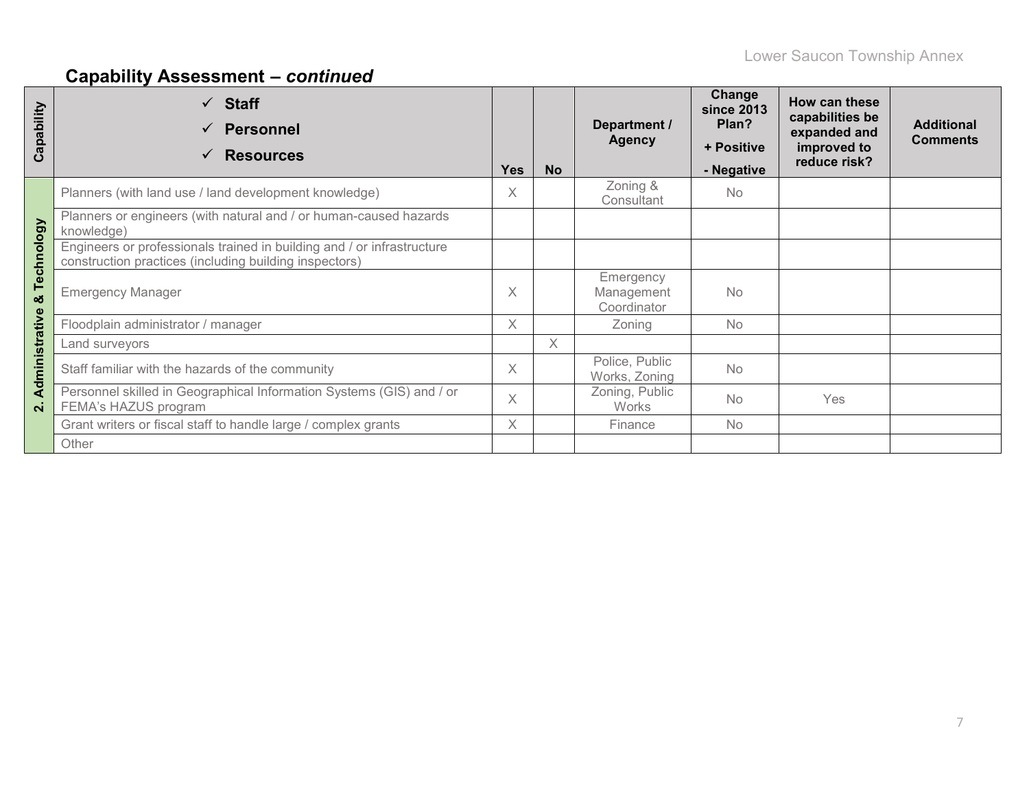## Capability Assessment – *continued*

| Capability | ✓ Staff<br>✓ Personnel<br>✓ Resources | Yes | No | Department / Agency | Change since 2013 Plan?<br>+ Positive<br>- Negative | How can these capabilities be expanded and improved to reduce risk? | Additional Comments |
|---|---|---|---|---|---|---|---|
| 2. Administrative & Technology | Planners (with land use / land development knowledge) | X | | Zoning & Consultant | No | | |
| | Planners or engineers (with natural and / or human-caused hazards knowledge) | | | | | | |
| | Engineers or professionals trained in building and / or infrastructure construction practices (including building inspectors) | | | | | | |
| | Emergency Manager | X | | Emergency Management Coordinator | No | | |
| | Floodplain administrator / manager | X | | Zoning | No | | |
| | Land surveyors | | X | | | | |
| | Staff familiar with the hazards of the community | X | | Police, Public Works, Zoning | No | | |
| | Personnel skilled in Geographical Information Systems (GIS) and / or FEMA's HAZUS program | X | | Zoning, Public Works | No | Yes | |
| | Grant writers or fiscal staff to handle large / complex grants | X | | Finance | No | | |
| | Other | | | | | | |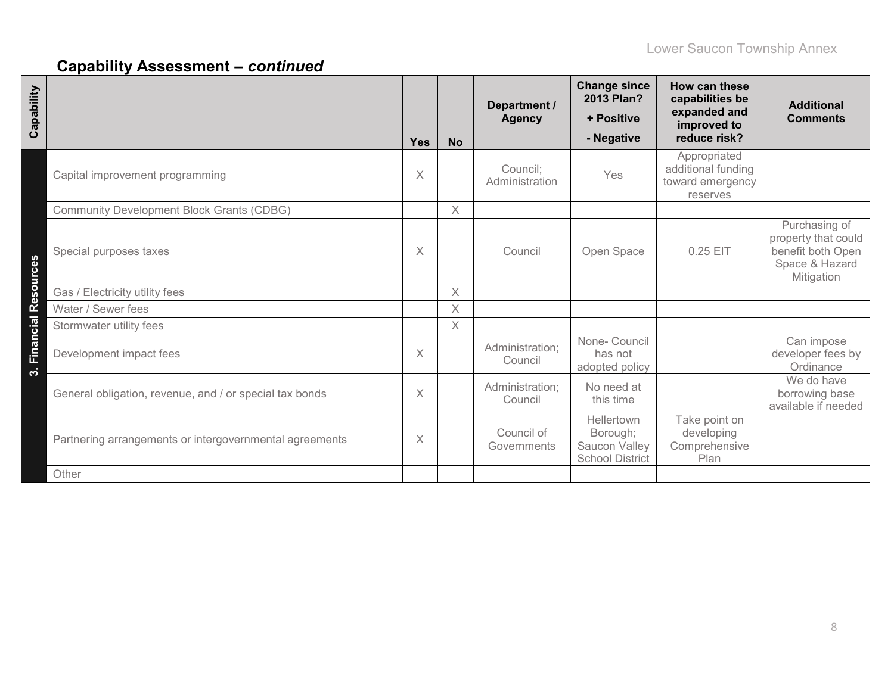## Capability Assessment – *continued*

| Capability | | Yes | No | Department / Agency | Change since 2013 Plan? + Positive - Negative | How can these capabilities be expanded and improved to reduce risk? | Additional Comments |
|---|---|---|---|---|---|---|---|
| 3. Financial Resources | Capital improvement programming | X | | Council; Administration | Yes | Appropriated additional funding toward emergency reserves | |
| | Community Development Block Grants (CDBG) | | X | | | | |
| | Special purposes taxes | X | | Council | Open Space | 0.25 EIT | Purchasing of property that could benefit both Open Space & Hazard Mitigation |
| | Gas / Electricity utility fees | | X | | | | |
| | Water / Sewer fees | | X | | | | |
| | Stormwater utility fees | | X | | | | |
| | Development impact fees | X | | Administration; Council | None- Council has not adopted policy | | Can impose developer fees by Ordinance |
| | General obligation, revenue, and / or special tax bonds | X | | Administration; Council | No need at this time | | We do have borrowing base available if needed |
| | Partnering arrangements or intergovernmental agreements | X | | Council of Governments | Hellertown Borough; Saucon Valley School District | Take point on developing Comprehensive Plan | |
| | Other | | | | | | |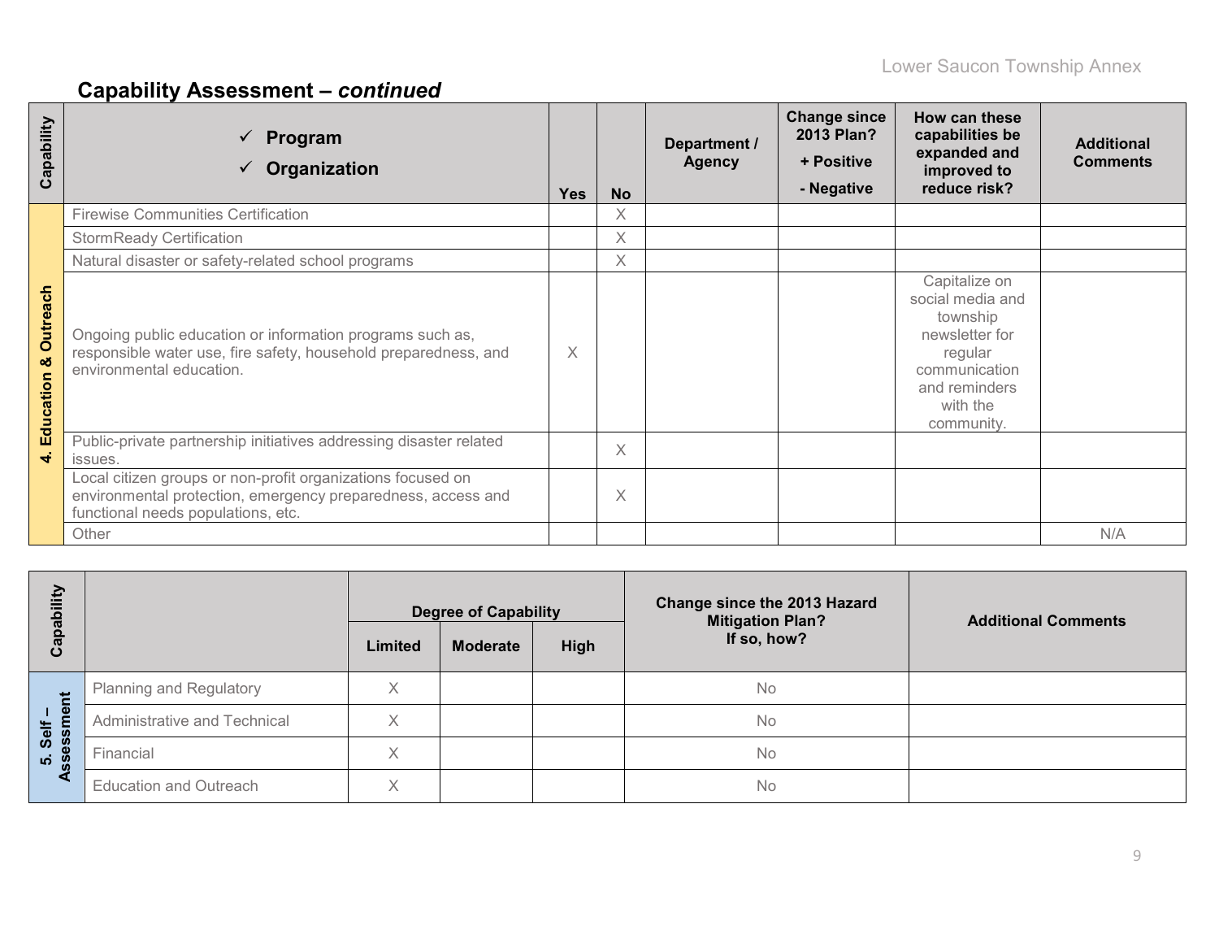## Capability Assessment – *continued*

| Capability | ✓ Program<br>✓ Organization | Yes | No | Department / Agency | Change since 2013 Plan?<br>+ Positive<br>- Negative | How can these capabilities be expanded and improved to reduce risk? | Additional Comments |
|---|---|---|---|---|---|---|---|
| 4. Education & Outreach | Firewise Communities Certification | | X | | | | |
| | StormReady Certification | | X | | | | |
| | Natural disaster or safety-related school programs | | X | | | | |
| | Ongoing public education or information programs such as, responsible water use, fire safety, household preparedness, and environmental education. | X | | | | Capitalize on social media and township newsletter for regular communication and reminders with the community. | |
| | Public-private partnership initiatives addressing disaster related issues. | | X | | | | |
| | Local citizen groups or non-profit organizations focused on environmental protection, emergency preparedness, access and functional needs populations, etc. | | X | | | | |
| | Other | | | | | | N/A |

| Capability | | Degree of Capability | | | Change since the 2013 Hazard Mitigation Plan? If so, how? | Additional Comments |
|---|---|---|---|---|---|---|
| | | Limited | Moderate | High | | |
| 5. Self – Assessment | Planning and Regulatory | X | | | No | |
| | Administrative and Technical | X | | | No | |
| | Financial | X | | | No | |
| | Education and Outreach | X | | | No | |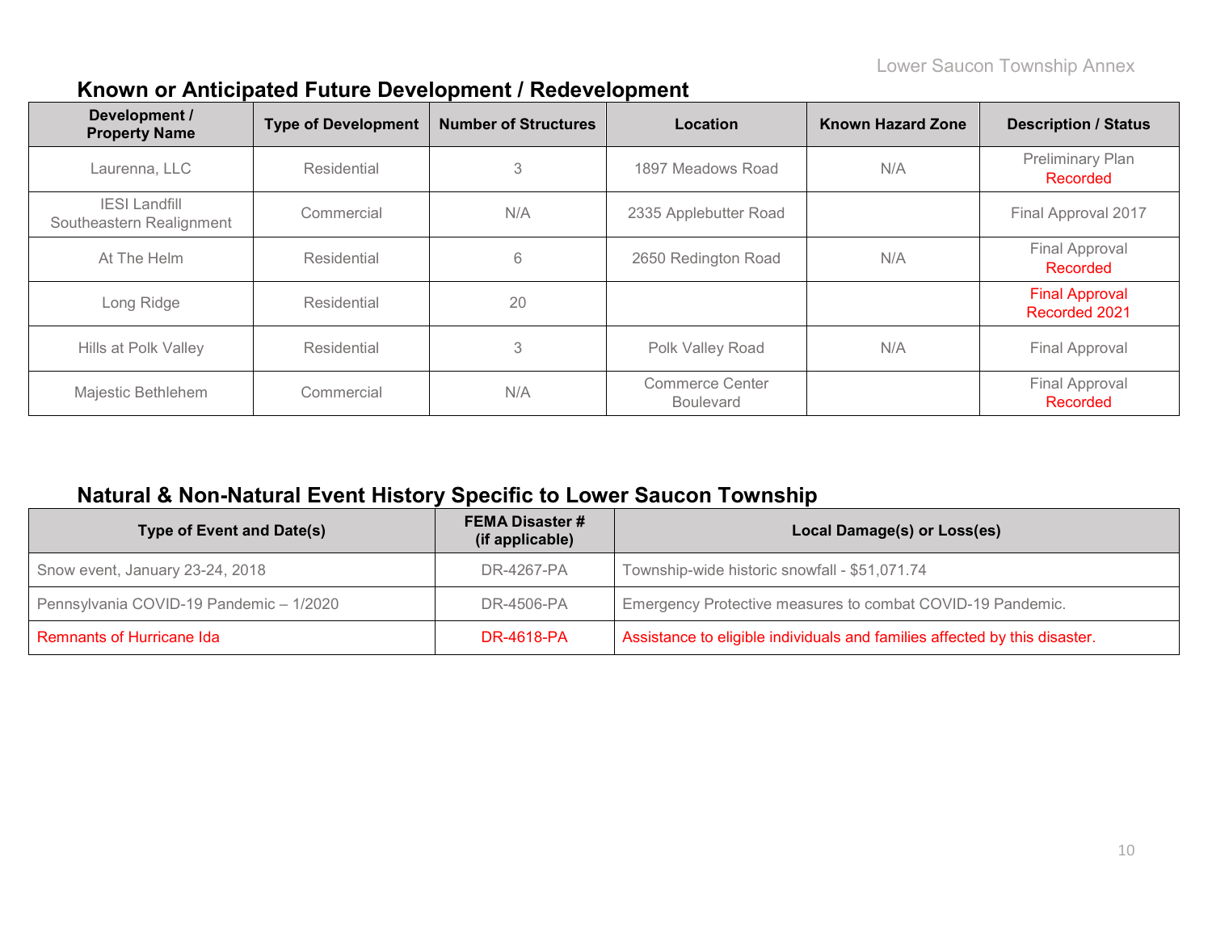## Known or Anticipated Future Development / Redevelopment

| Development / Property Name | Type of Development | Number of Structures | Location | Known Hazard Zone | Description / Status |
|---|---|---|---|---|---|
| Laurenna, LLC | Residential | 3 | 1897 Meadows Road | N/A | Preliminary Plan Recorded |
| IESI Landfill Southeastern Realignment | Commercial | N/A | 2335 Applebutter Road | | Final Approval 2017 |
| At The Helm | Residential | 6 | 2650 Redington Road | N/A | Final Approval Recorded |
| Long Ridge | Residential | 20 | | | Final Approval Recorded 2021 |
| Hills at Polk Valley | Residential | 3 | Polk Valley Road | N/A | Final Approval |
| Majestic Bethlehem | Commercial | N/A | Commerce Center Boulevard | | Final Approval Recorded |

## Natural & Non-Natural Event History Specific to Lower Saucon Township

| Type of Event and Date(s) | FEMA Disaster # (if applicable) | Local Damage(s) or Loss(es) |
|---|---|---|
| Snow event, January 23-24, 2018 | DR-4267-PA | Township-wide historic snowfall - $51,071.74 |
| Pennsylvania COVID-19 Pandemic – 1/2020 | DR-4506-PA | Emergency Protective measures to combat COVID-19 Pandemic. |
| Remnants of Hurricane Ida | DR-4618-PA | Assistance to eligible individuals and families affected by this disaster. |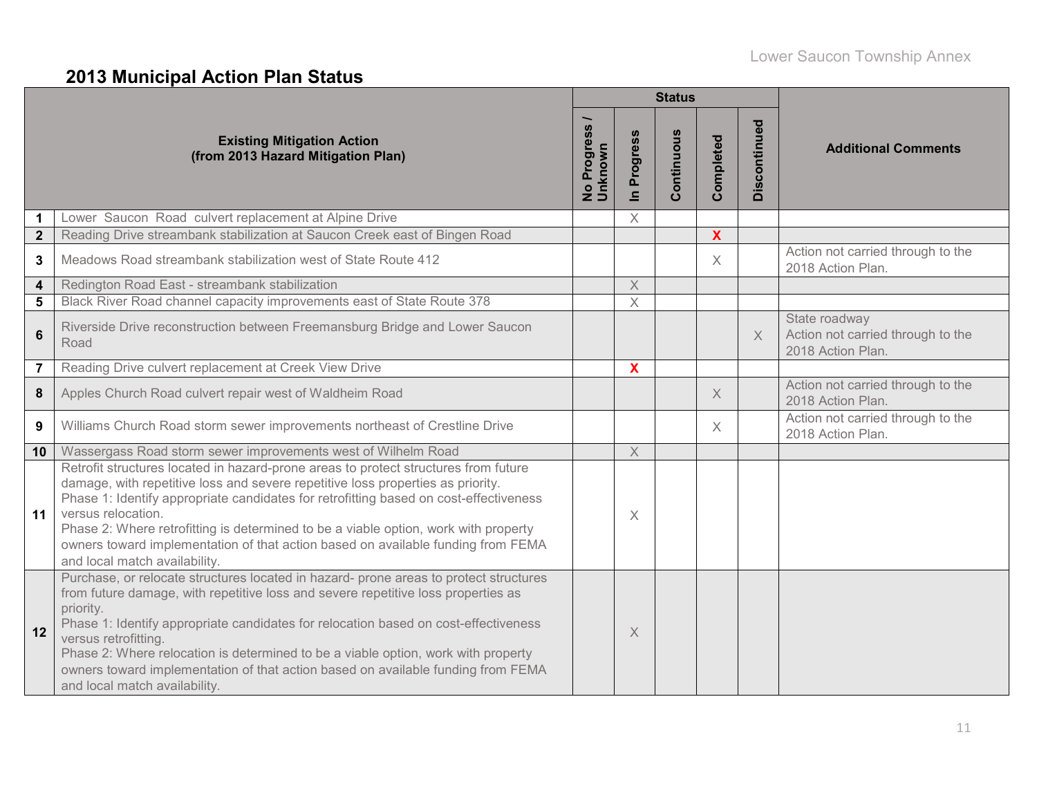## 2013 Municipal Action Plan Status

| | Existing Mitigation Action (from 2013 Hazard Mitigation Plan) | Status | | | | | Additional Comments |
|---|---|---|---|---|---|---|---|
| | | No Progress / Unknown | In Progress | Continuous | Completed | Discontinued | |
| 1 | Lower Saucon Road culvert replacement at Alpine Drive | | X | | | | |
| 2 | Reading Drive streambank stabilization at Saucon Creek east of Bingen Road | | | | X | | |
| 3 | Meadows Road streambank stabilization west of State Route 412 | | | | X | | Action not carried through to the 2018 Action Plan. |
| 4 | Redington Road East - streambank stabilization | | X | | | | |
| 5 | Black River Road channel capacity improvements east of State Route 378 | | X | | | | |
| 6 | Riverside Drive reconstruction between Freemansburg Bridge and Lower Saucon Road | | | | | X | State roadway Action not carried through to the 2018 Action Plan. |
| 7 | Reading Drive culvert replacement at Creek View Drive | | X | | | | |
| 8 | Apples Church Road culvert repair west of Waldheim Road | | | | X | | Action not carried through to the 2018 Action Plan. |
| 9 | Williams Church Road storm sewer improvements northeast of Crestline Drive | | | | X | | Action not carried through to the 2018 Action Plan. |
| 10 | Wassergass Road storm sewer improvements west of Wilhelm Road | | X | | | | |
| 11 | Retrofit structures located in hazard-prone areas to protect structures from future damage, with repetitive loss and severe repetitive loss properties as priority. Phase 1: Identify appropriate candidates for retrofitting based on cost-effectiveness versus relocation. Phase 2: Where retrofitting is determined to be a viable option, work with property owners toward implementation of that action based on available funding from FEMA and local match availability. | | X | | | | |
| 12 | Purchase, or relocate structures located in hazard- prone areas to protect structures from future damage, with repetitive loss and severe repetitive loss properties as priority. Phase 1: Identify appropriate candidates for relocation based on cost-effectiveness versus retrofitting. Phase 2: Where relocation is determined to be a viable option, work with property owners toward implementation of that action based on available funding from FEMA and local match availability. | | X | | | | |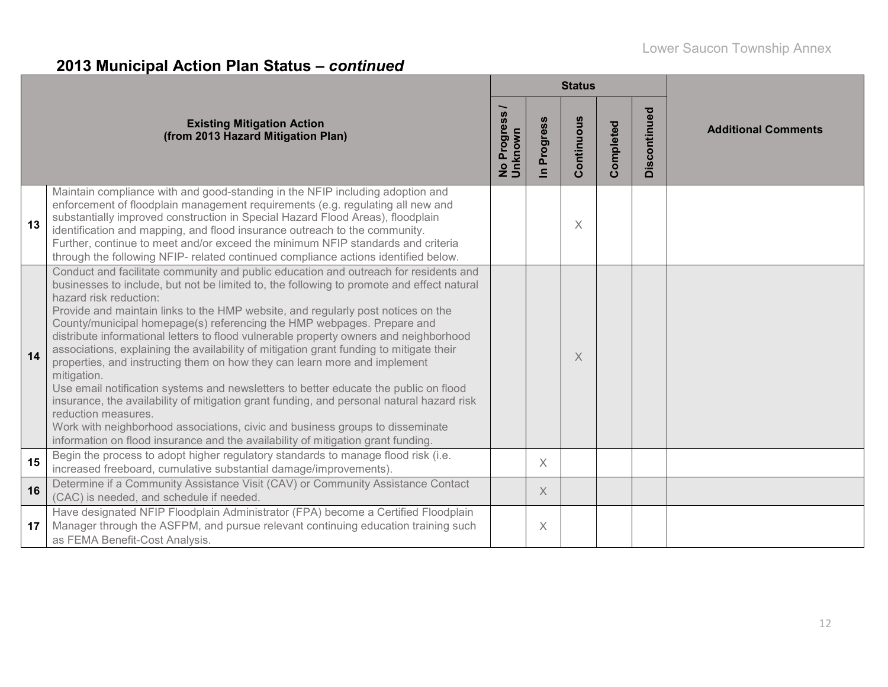## 2013 Municipal Action Plan Status – *continued*

| | Existing Mitigation Action (from 2013 Hazard Mitigation Plan) | Status | | | | | Additional Comments |
|---|---|---|---|---|---|---|---|
| | | No Progress / Unknown | In Progress | Continuous | Completed | Discontinued | |
| 13 | Maintain compliance with and good-standing in the NFIP including adoption and enforcement of floodplain management requirements (e.g. regulating all new and substantially improved construction in Special Hazard Flood Areas), floodplain identification and mapping, and flood insurance outreach to the community. Further, continue to meet and/or exceed the minimum NFIP standards and criteria through the following NFIP- related continued compliance actions identified below. | | | X | | | |
| 14 | Conduct and facilitate community and public education and outreach for residents and businesses to include, but not be limited to, the following to promote and effect natural hazard risk reduction: Provide and maintain links to the HMP website, and regularly post notices on the County/municipal homepage(s) referencing the HMP webpages. Prepare and distribute informational letters to flood vulnerable property owners and neighborhood associations, explaining the availability of mitigation grant funding to mitigate their properties, and instructing them on how they can learn more and implement mitigation. Use email notification systems and newsletters to better educate the public on flood insurance, the availability of mitigation grant funding, and personal natural hazard risk reduction measures. Work with neighborhood associations, civic and business groups to disseminate information on flood insurance and the availability of mitigation grant funding. | | | X | | | |
| 15 | Begin the process to adopt higher regulatory standards to manage flood risk (i.e. increased freeboard, cumulative substantial damage/improvements). | | X | | | | |
| 16 | Determine if a Community Assistance Visit (CAV) or Community Assistance Contact (CAC) is needed, and schedule if needed. | | X | | | | |
| 17 | Have designated NFIP Floodplain Administrator (FPA) become a Certified Floodplain Manager through the ASFPM, and pursue relevant continuing education training such as FEMA Benefit-Cost Analysis. | | X | | | | |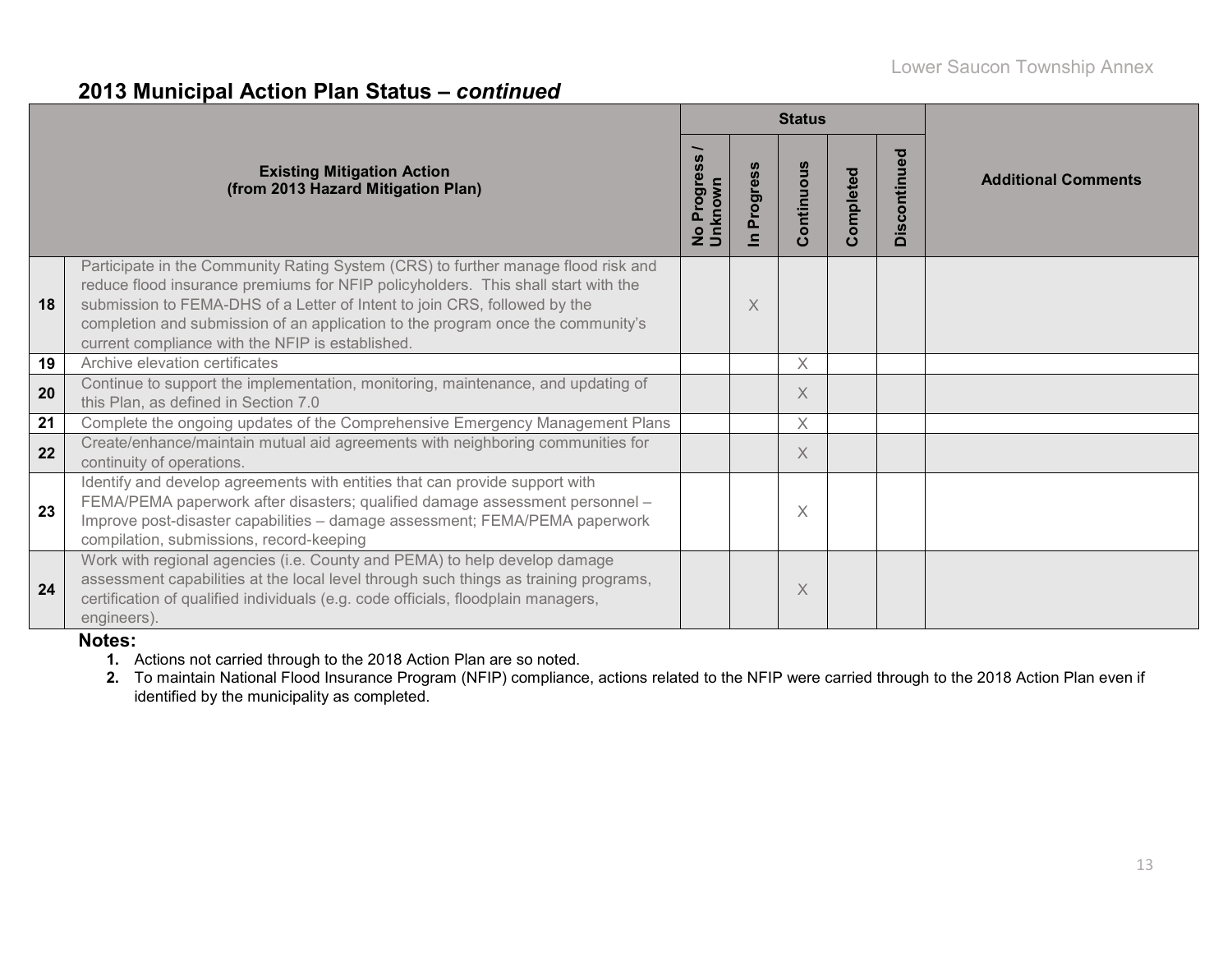## 2013 Municipal Action Plan Status – *continued*

| # | Existing Mitigation Action (from 2013 Hazard Mitigation Plan) | Status | | | | | Additional Comments |
|---|---|---|---|---|---|---|---|
| | | No Progress / Unknown | In Progress | Continuous | Completed | Discontinued | |
| 18 | Participate in the Community Rating System (CRS) to further manage flood risk and reduce flood insurance premiums for NFIP policyholders. This shall start with the submission to FEMA-DHS of a Letter of Intent to join CRS, followed by the completion and submission of an application to the program once the community's current compliance with the NFIP is established. | | X | | | | |
| 19 | Archive elevation certificates | | | X | | | |
| 20 | Continue to support the implementation, monitoring, maintenance, and updating of this Plan, as defined in Section 7.0 | | | X | | | |
| 21 | Complete the ongoing updates of the Comprehensive Emergency Management Plans | | | X | | | |
| 22 | Create/enhance/maintain mutual aid agreements with neighboring communities for continuity of operations. | | | X | | | |
| 23 | Identify and develop agreements with entities that can provide support with FEMA/PEMA paperwork after disasters; qualified damage assessment personnel – Improve post-disaster capabilities – damage assessment; FEMA/PEMA paperwork compilation, submissions, record-keeping | | | X | | | |
| 24 | Work with regional agencies (i.e. County and PEMA) to help develop damage assessment capabilities at the local level through such things as training programs, certification of qualified individuals (e.g. code officials, floodplain managers, engineers). | | | X | | | |

**Notes:**

1. Actions not carried through to the 2018 Action Plan are so noted.
2. To maintain National Flood Insurance Program (NFIP) compliance, actions related to the NFIP were carried through to the 2018 Action Plan even if identified by the municipality as completed.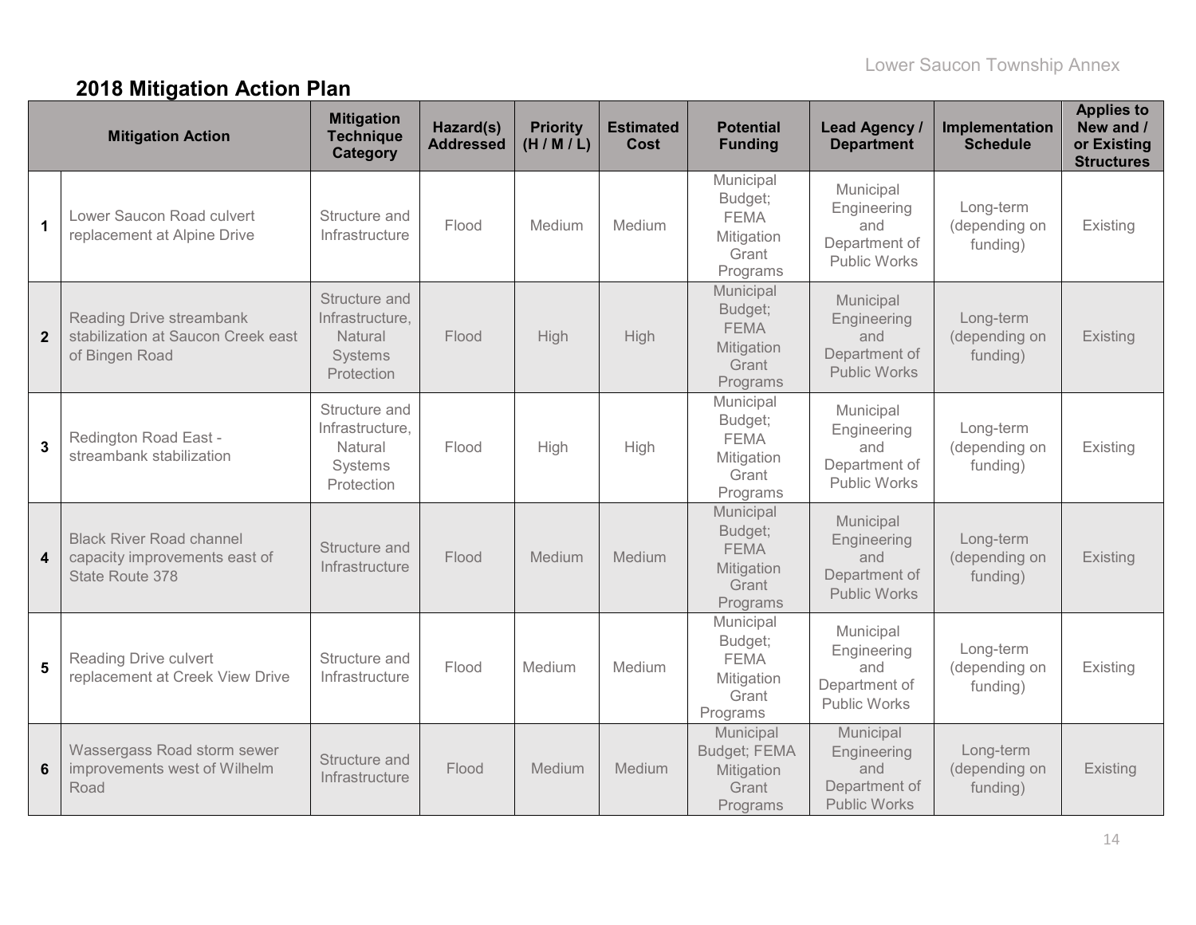## 2018 Mitigation Action Plan

| | Mitigation Action | Mitigation Technique Category | Hazard(s) Addressed | Priority (H / M / L) | Estimated Cost | Potential Funding | Lead Agency / Department | Implementation Schedule | Applies to New and / or Existing Structures |
|---|---|---|---|---|---|---|---|---|---|
| 1 | Lower Saucon Road culvert replacement at Alpine Drive | Structure and Infrastructure | Flood | Medium | Medium | Municipal Budget; FEMA Mitigation Grant Programs | Municipal Engineering and Department of Public Works | Long-term (depending on funding) | Existing |
| 2 | Reading Drive streambank stabilization at Saucon Creek east of Bingen Road | Structure and Infrastructure, Natural Systems Protection | Flood | High | High | Municipal Budget; FEMA Mitigation Grant Programs | Municipal Engineering and Department of Public Works | Long-term (depending on funding) | Existing |
| 3 | Redington Road East - streambank stabilization | Structure and Infrastructure, Natural Systems Protection | Flood | High | High | Municipal Budget; FEMA Mitigation Grant Programs | Municipal Engineering and Department of Public Works | Long-term (depending on funding) | Existing |
| 4 | Black River Road channel capacity improvements east of State Route 378 | Structure and Infrastructure | Flood | Medium | Medium | Municipal Budget; FEMA Mitigation Grant Programs | Municipal Engineering and Department of Public Works | Long-term (depending on funding) | Existing |
| 5 | Reading Drive culvert replacement at Creek View Drive | Structure and Infrastructure | Flood | Medium | Medium | Municipal Budget; FEMA Mitigation Grant Programs | Municipal Engineering and Department of Public Works | Long-term (depending on funding) | Existing |
| 6 | Wassergass Road storm sewer improvements west of Wilhelm Road | Structure and Infrastructure | Flood | Medium | Medium | Municipal Budget; FEMA Mitigation Grant Programs | Municipal Engineering and Department of Public Works | Long-term (depending on funding) | Existing |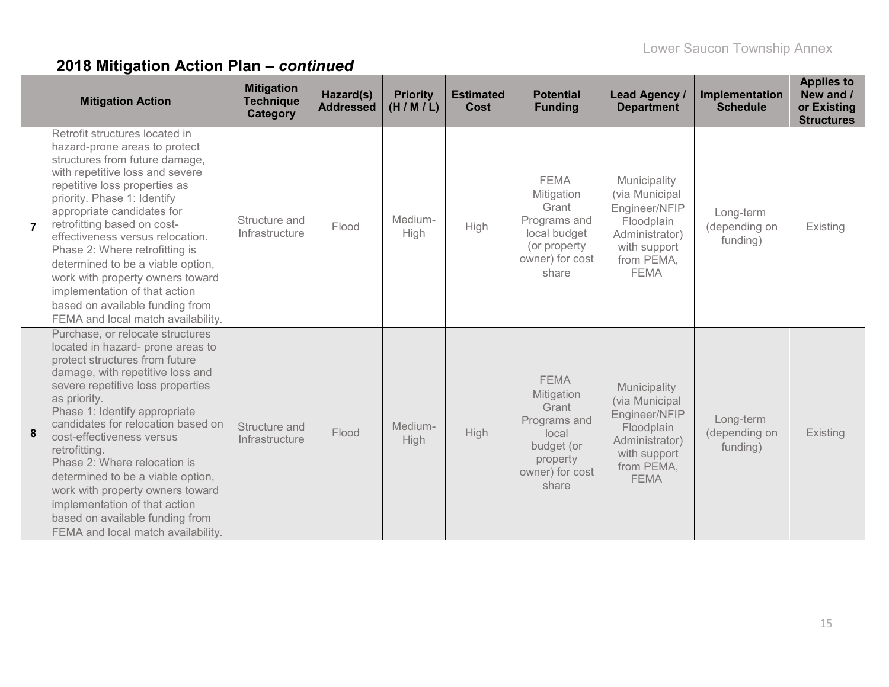## 2018 Mitigation Action Plan – *continued*

| | Mitigation Action | Mitigation Technique Category | Hazard(s) Addressed | Priority (H / M / L) | Estimated Cost | Potential Funding | Lead Agency / Department | Implementation Schedule | Applies to New and / or Existing Structures |
|---|---|---|---|---|---|---|---|---|---|
| **7** | Retrofit structures located in hazard-prone areas to protect structures from future damage, with repetitive loss and severe repetitive loss properties as priority. Phase 1: Identify appropriate candidates for retrofitting based on cost-effectiveness versus relocation. Phase 2: Where retrofitting is determined to be a viable option, work with property owners toward implementation of that action based on available funding from FEMA and local match availability. | Structure and Infrastructure | Flood | Medium-High | High | FEMA Mitigation Grant Programs and local budget (or property owner) for cost share | Municipality (via Municipal Engineer/NFIP Floodplain Administrator) with support from PEMA, FEMA | Long-term (depending on funding) | Existing |
| **8** | Purchase, or relocate structures located in hazard- prone areas to protect structures from future damage, with repetitive loss and severe repetitive loss properties as priority. Phase 1: Identify appropriate candidates for relocation based on cost-effectiveness versus retrofitting. Phase 2: Where relocation is determined to be a viable option, work with property owners toward implementation of that action based on available funding from FEMA and local match availability. | Structure and Infrastructure | Flood | Medium-High | High | FEMA Mitigation Grant Programs and local budget (or property owner) for cost share | Municipality (via Municipal Engineer/NFIP Floodplain Administrator) with support from PEMA, FEMA | Long-term (depending on funding) | Existing |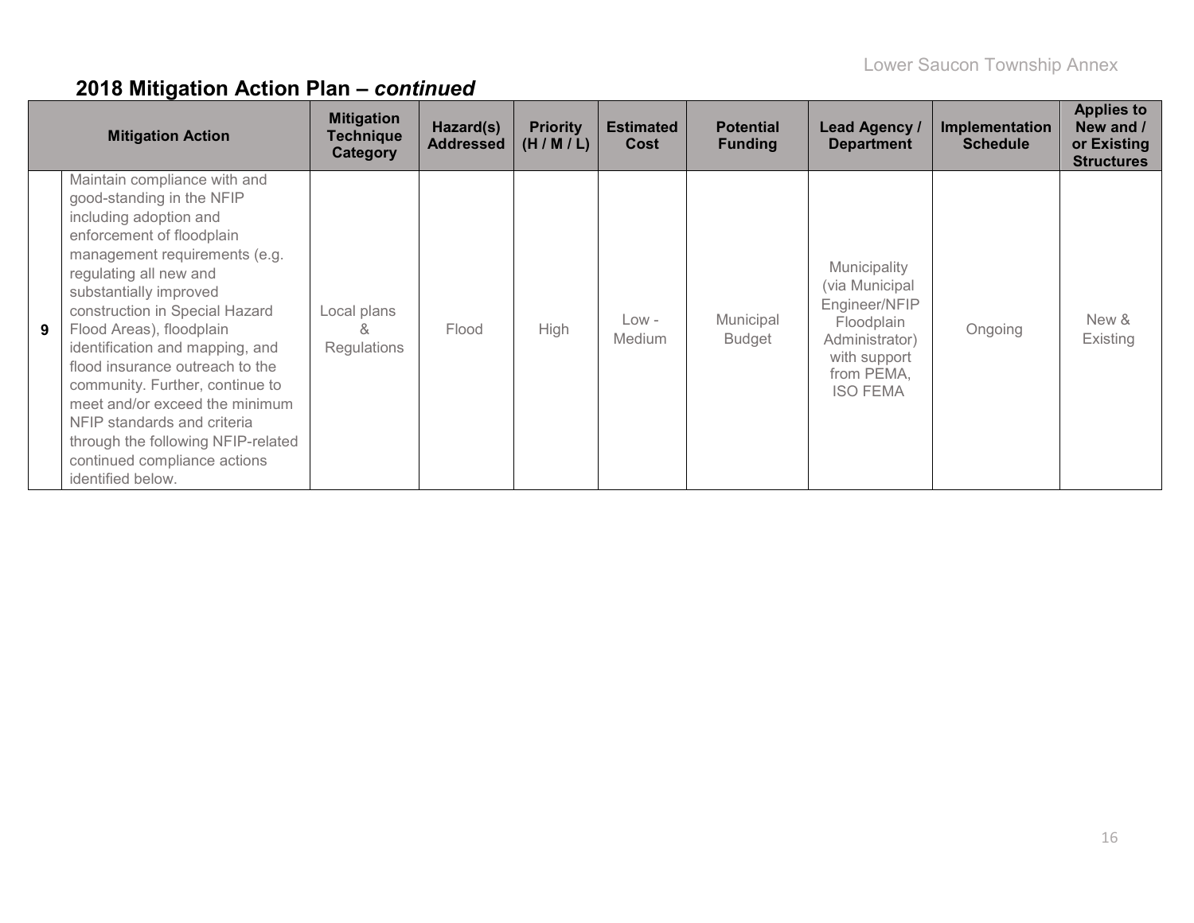## 2018 Mitigation Action Plan – *continued*

| | Mitigation Action | Mitigation Technique Category | Hazard(s) Addressed | Priority (H / M / L) | Estimated Cost | Potential Funding | Lead Agency / Department | Implementation Schedule | Applies to New and / or Existing Structures |
|---|---|---|---|---|---|---|---|---|---|
| **9** | Maintain compliance with and good-standing in the NFIP including adoption and enforcement of floodplain management requirements (e.g. regulating all new and substantially improved construction in Special Hazard Flood Areas), floodplain identification and mapping, and flood insurance outreach to the community. Further, continue to meet and/or exceed the minimum NFIP standards and criteria through the following NFIP-related continued compliance actions identified below. | Local plans & Regulations | Flood | High | Low - Medium | Municipal Budget | Municipality (via Municipal Engineer/NFIP Floodplain Administrator) with support from PEMA, ISO FEMA | Ongoing | New & Existing |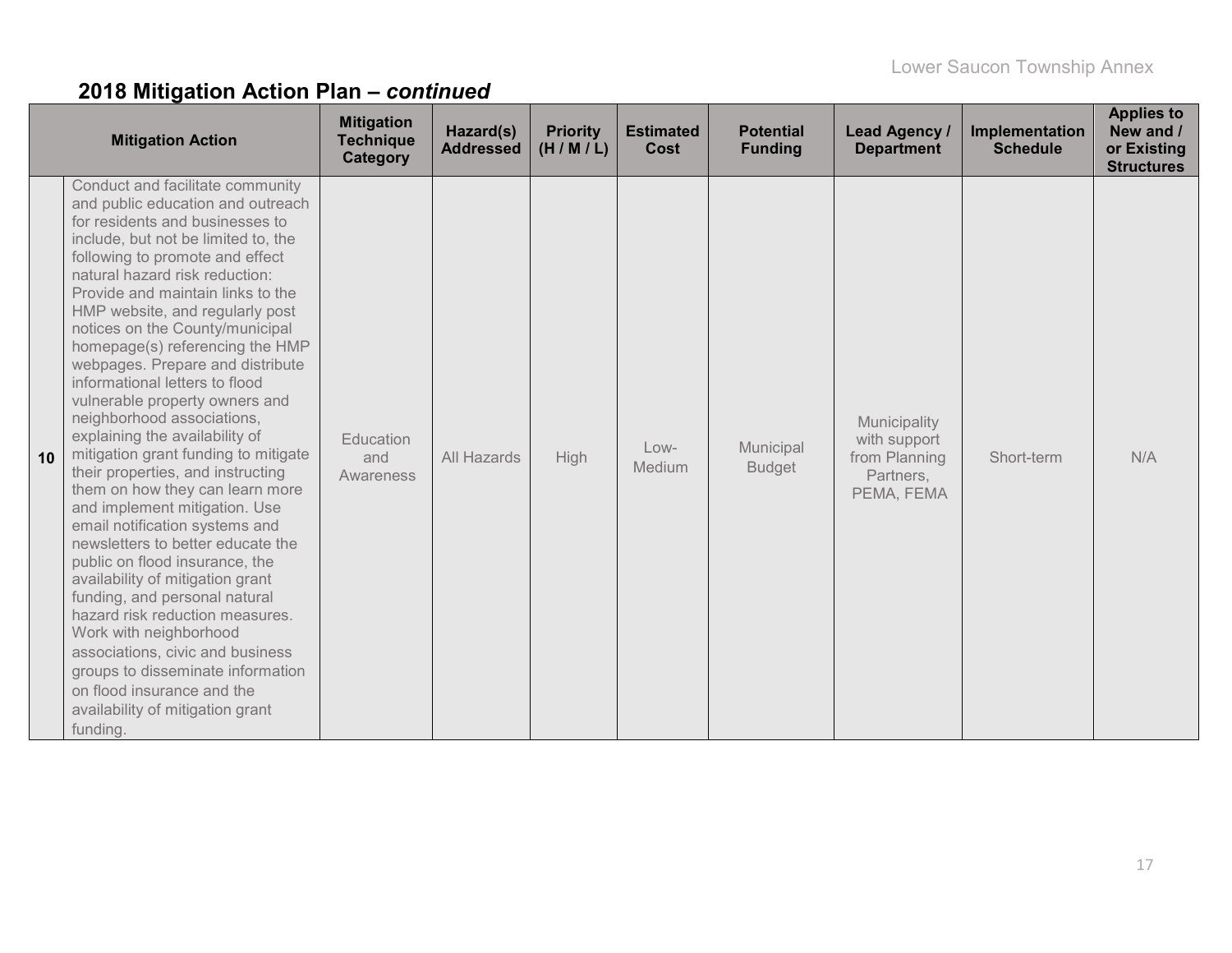## 2018 Mitigation Action Plan – *continued*

| | Mitigation Action | Mitigation Technique Category | Hazard(s) Addressed | Priority (H / M / L) | Estimated Cost | Potential Funding | Lead Agency / Department | Implementation Schedule | Applies to New and / or Existing Structures |
|---|---|---|---|---|---|---|---|---|---|
| **10** | Conduct and facilitate community and public education and outreach for residents and businesses to include, but not be limited to, the following to promote and effect natural hazard risk reduction: Provide and maintain links to the HMP website, and regularly post notices on the County/municipal homepage(s) referencing the HMP webpages. Prepare and distribute informational letters to flood vulnerable property owners and neighborhood associations, explaining the availability of mitigation grant funding to mitigate their properties, and instructing them on how they can learn more and implement mitigation. Use email notification systems and newsletters to better educate the public on flood insurance, the availability of mitigation grant funding, and personal natural hazard risk reduction measures. Work with neighborhood associations, civic and business groups to disseminate information on flood insurance and the availability of mitigation grant funding. | Education and Awareness | All Hazards | High | Low-Medium | Municipal Budget | Municipality with support from Planning Partners, PEMA, FEMA | Short-term | N/A |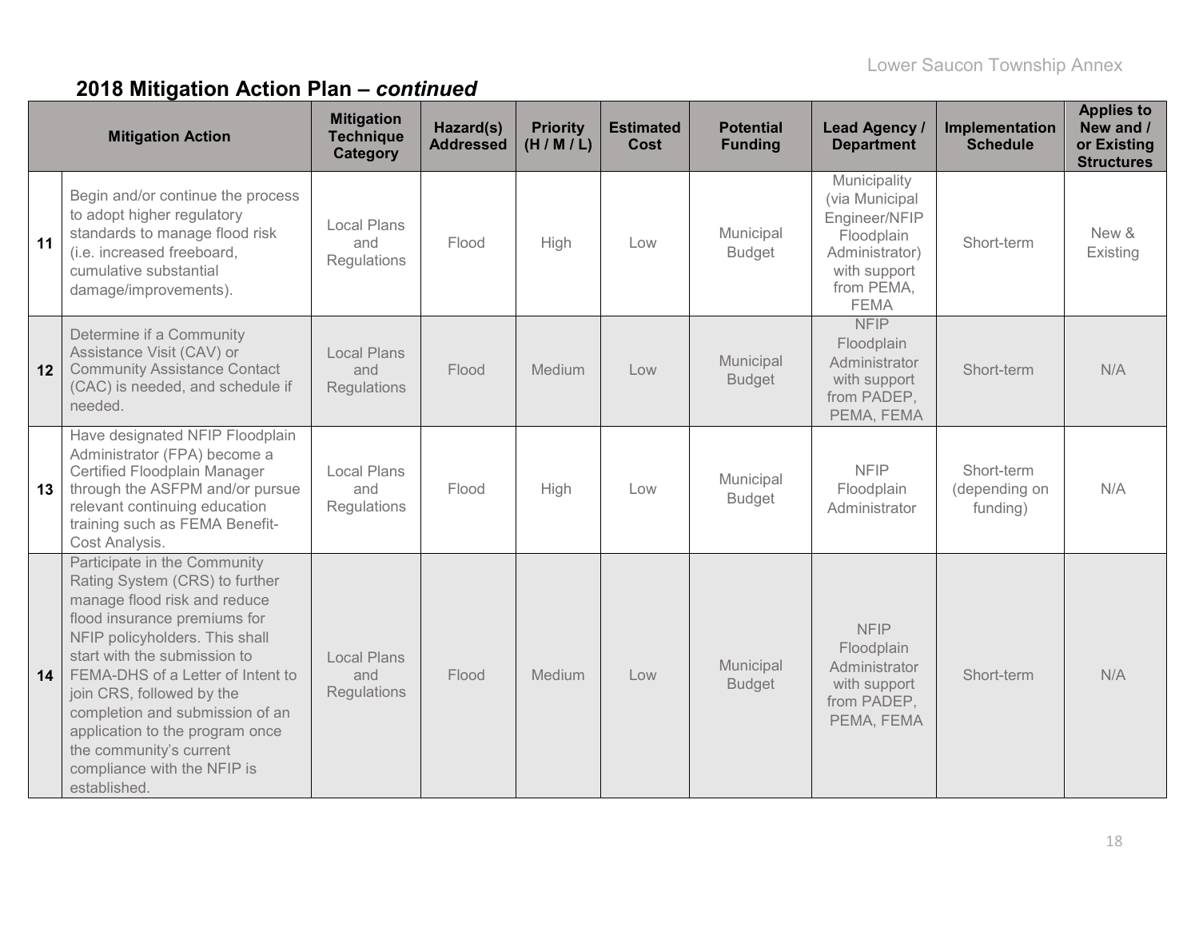## 2018 Mitigation Action Plan – *continued*

| | Mitigation Action | Mitigation Technique Category | Hazard(s) Addressed | Priority (H / M / L) | Estimated Cost | Potential Funding | Lead Agency / Department | Implementation Schedule | Applies to New and / or Existing Structures |
|---|---|---|---|---|---|---|---|---|---|
| 11 | Begin and/or continue the process to adopt higher regulatory standards to manage flood risk (i.e. increased freeboard, cumulative substantial damage/improvements). | Local Plans and Regulations | Flood | High | Low | Municipal Budget | Municipality (via Municipal Engineer/NFIP Floodplain Administrator) with support from PEMA, FEMA | Short-term | New & Existing |
| 12 | Determine if a Community Assistance Visit (CAV) or Community Assistance Contact (CAC) is needed, and schedule if needed. | Local Plans and Regulations | Flood | Medium | Low | Municipal Budget | NFIP Floodplain Administrator with support from PADEP, PEMA, FEMA | Short-term | N/A |
| 13 | Have designated NFIP Floodplain Administrator (FPA) become a Certified Floodplain Manager through the ASFPM and/or pursue relevant continuing education training such as FEMA Benefit-Cost Analysis. | Local Plans and Regulations | Flood | High | Low | Municipal Budget | NFIP Floodplain Administrator | Short-term (depending on funding) | N/A |
| 14 | Participate in the Community Rating System (CRS) to further manage flood risk and reduce flood insurance premiums for NFIP policyholders. This shall start with the submission to FEMA-DHS of a Letter of Intent to join CRS, followed by the completion and submission of an application to the program once the community's current compliance with the NFIP is established. | Local Plans and Regulations | Flood | Medium | Low | Municipal Budget | NFIP Floodplain Administrator with support from PADEP, PEMA, FEMA | Short-term | N/A |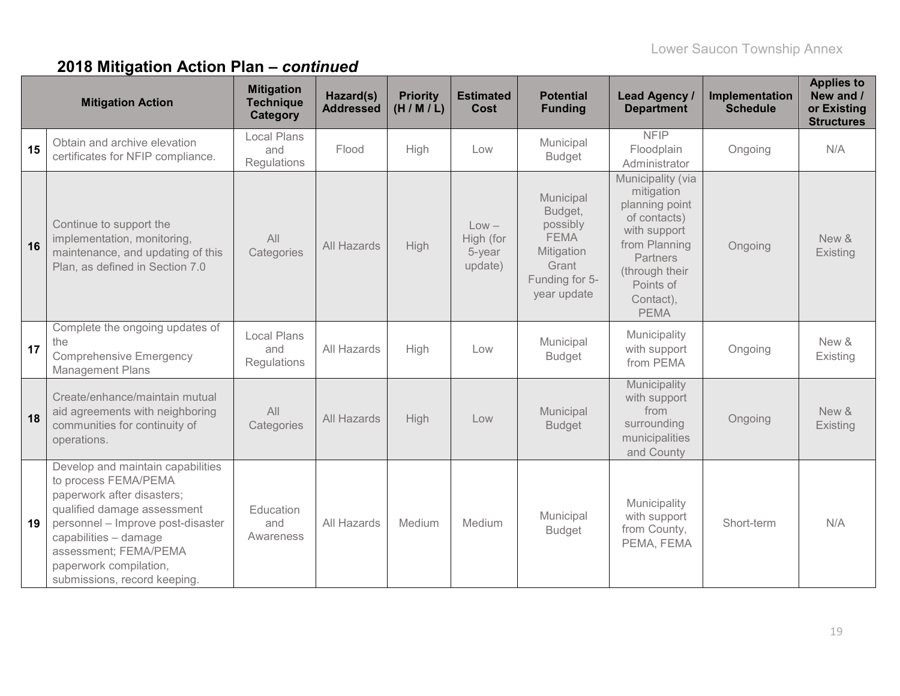## 2018 Mitigation Action Plan – *continued*

| | Mitigation Action | Mitigation Technique Category | Hazard(s) Addressed | Priority (H / M / L) | Estimated Cost | Potential Funding | Lead Agency / Department | Implementation Schedule | Applies to New and / or Existing Structures |
|---|---|---|---|---|---|---|---|---|---|
| **15** | Obtain and archive elevation certificates for NFIP compliance. | Local Plans and Regulations | Flood | High | Low | Municipal Budget | NFIP Floodplain Administrator | Ongoing | N/A |
| **16** | Continue to support the implementation, monitoring, maintenance, and updating of this Plan, as defined in Section 7.0 | All Categories | All Hazards | High | Low – High (for 5-year update) | Municipal Budget, possibly FEMA Mitigation Grant Funding for 5-year update | Municipality (via mitigation planning point of contacts) with support from Planning Partners (through their Points of Contact), PEMA | Ongoing | New & Existing |
| **17** | Complete the ongoing updates of the Comprehensive Emergency Management Plans | Local Plans and Regulations | All Hazards | High | Low | Municipal Budget | Municipality with support from PEMA | Ongoing | New & Existing |
| **18** | Create/enhance/maintain mutual aid agreements with neighboring communities for continuity of operations. | All Categories | All Hazards | High | Low | Municipal Budget | Municipality with support from surrounding municipalities and County | Ongoing | New & Existing |
| **19** | Develop and maintain capabilities to process FEMA/PEMA paperwork after disasters; qualified damage assessment personnel – Improve post-disaster capabilities – damage assessment; FEMA/PEMA paperwork compilation, submissions, record keeping. | Education and Awareness | All Hazards | Medium | Medium | Municipal Budget | Municipality with support from County, PEMA, FEMA | Short-term | N/A |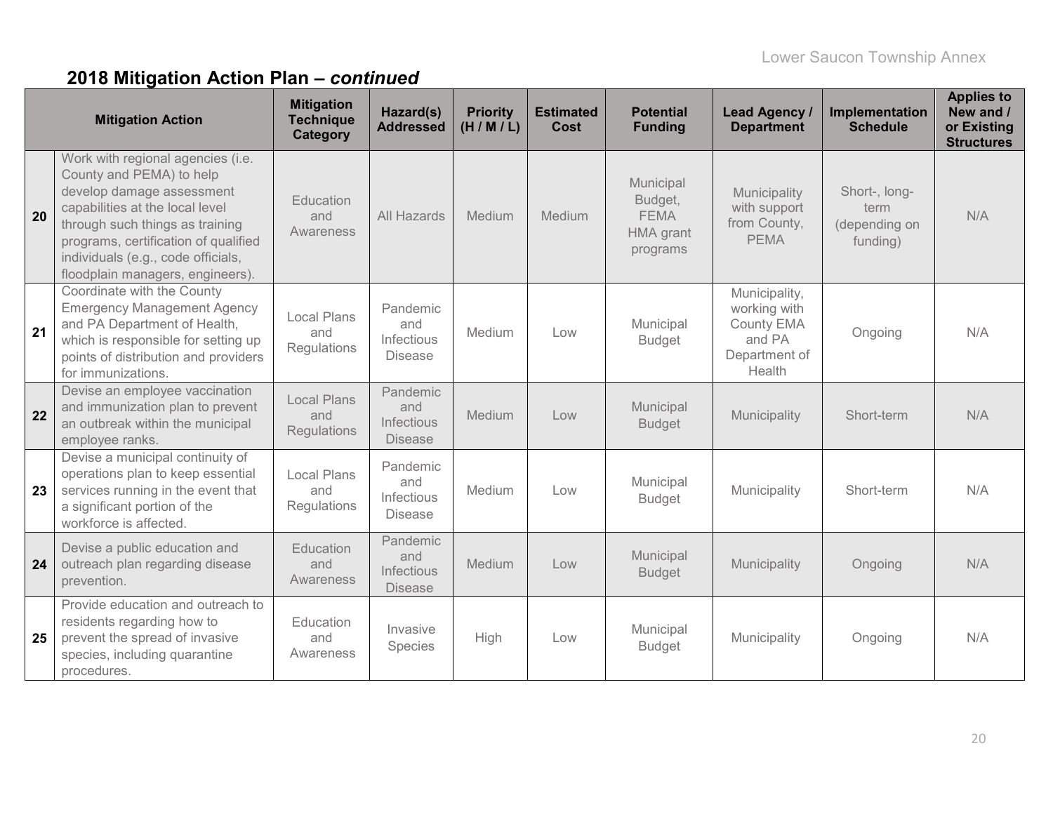## 2018 Mitigation Action Plan – *continued*

| | Mitigation Action | Mitigation Technique Category | Hazard(s) Addressed | Priority (H / M / L) | Estimated Cost | Potential Funding | Lead Agency / Department | Implementation Schedule | Applies to New and / or Existing Structures |
|---|---|---|---|---|---|---|---|---|---|
| **20** | Work with regional agencies (i.e. County and PEMA) to help develop damage assessment capabilities at the local level through such things as training programs, certification of qualified individuals (e.g., code officials, floodplain managers, engineers). | Education and Awareness | All Hazards | Medium | Medium | Municipal Budget, FEMA HMA grant programs | Municipality with support from County, PEMA | Short-, long-term (depending on funding) | N/A |
| **21** | Coordinate with the County Emergency Management Agency and PA Department of Health, which is responsible for setting up points of distribution and providers for immunizations. | Local Plans and Regulations | Pandemic and Infectious Disease | Medium | Low | Municipal Budget | Municipality, working with County EMA and PA Department of Health | Ongoing | N/A |
| **22** | Devise an employee vaccination and immunization plan to prevent an outbreak within the municipal employee ranks. | Local Plans and Regulations | Pandemic and Infectious Disease | Medium | Low | Municipal Budget | Municipality | Short-term | N/A |
| **23** | Devise a municipal continuity of operations plan to keep essential services running in the event that a significant portion of the workforce is affected. | Local Plans and Regulations | Pandemic and Infectious Disease | Medium | Low | Municipal Budget | Municipality | Short-term | N/A |
| **24** | Devise a public education and outreach plan regarding disease prevention. | Education and Awareness | Pandemic and Infectious Disease | Medium | Low | Municipal Budget | Municipality | Ongoing | N/A |
| **25** | Provide education and outreach to residents regarding how to prevent the spread of invasive species, including quarantine procedures. | Education and Awareness | Invasive Species | High | Low | Municipal Budget | Municipality | Ongoing | N/A |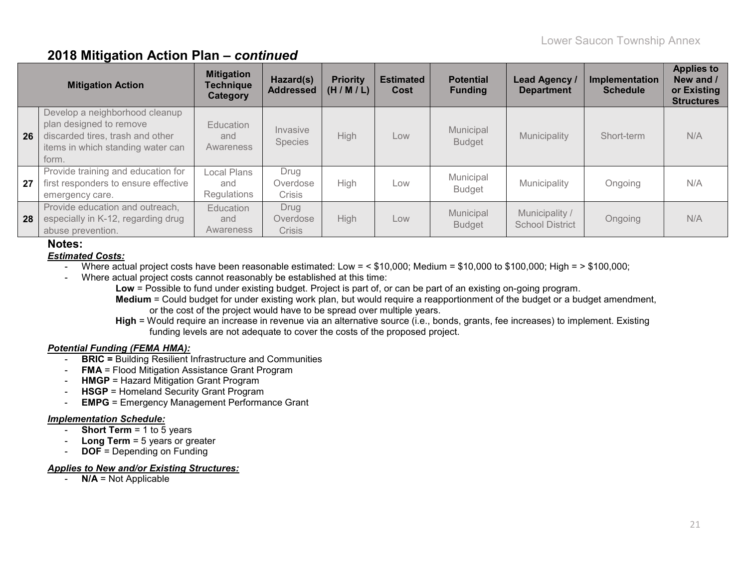## 2018 Mitigation Action Plan – *continued*

| | Mitigation Action | Mitigation Technique Category | Hazard(s) Addressed | Priority (H / M / L) | Estimated Cost | Potential Funding | Lead Agency / Department | Implementation Schedule | Applies to New and / or Existing Structures |
|---|---|---|---|---|---|---|---|---|---|
| 26 | Develop a neighborhood cleanup plan designed to remove discarded tires, trash and other items in which standing water can form. | Education and Awareness | Invasive Species | High | Low | Municipal Budget | Municipality | Short-term | N/A |
| 27 | Provide training and education for first responders to ensure effective emergency care. | Local Plans and Regulations | Drug Overdose Crisis | High | Low | Municipal Budget | Municipality | Ongoing | N/A |
| 28 | Provide education and outreach, especially in K-12, regarding drug abuse prevention. | Education and Awareness | Drug Overdose Crisis | High | Low | Municipal Budget | Municipality / School District | Ongoing | N/A |

**Notes:**

***Estimated Costs:***

- Where actual project costs have been reasonable estimated: Low = < $10,000; Medium = $10,000 to $100,000; High = > $100,000;
- Where actual project costs cannot reasonably be established at this time:
  - **Low** = Possible to fund under existing budget. Project is part of, or can be part of an existing on-going program.
  - **Medium** = Could budget for under existing work plan, but would require a reapportionment of the budget or a budget amendment, or the cost of the project would have to be spread over multiple years.
  - **High** = Would require an increase in revenue via an alternative source (i.e., bonds, grants, fee increases) to implement. Existing funding levels are not adequate to cover the costs of the proposed project.

***Potential Funding (FEMA HMA):***

- **BRIC =** Building Resilient Infrastructure and Communities
- **FMA** = Flood Mitigation Assistance Grant Program
- **HMGP** = Hazard Mitigation Grant Program
- **HSGP** = Homeland Security Grant Program
- **EMPG** = Emergency Management Performance Grant

***Implementation Schedule:***

- **Short Term** = 1 to 5 years
- **Long Term** = 5 years or greater
- **DOF** = Depending on Funding

***Applies to New and/or Existing Structures:***

- **N/A** = Not Applicable